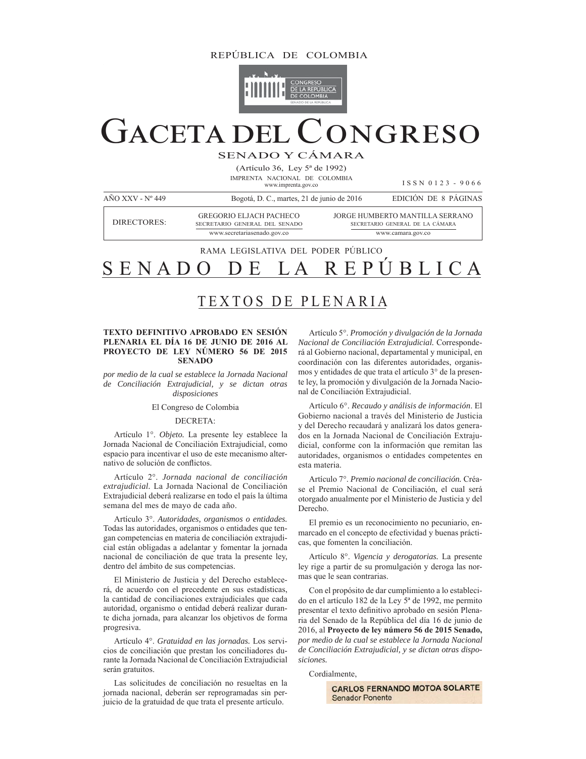REPÚBLICA DE COLOMBIA

# GACETA DEL CONGRESO

SENADO Y CÁMARA

(Artículo 36, Ley 5ª de 1992)

IMPRENTA NACIONAL DE COLOMBIA
www.imprenta.gov.co

I S S N 0 1 2 3 - 9 0 6 6

AÑO XXV - Nº 449 | Bogotá, D. C., martes, 21 de junio de 2016 | EDICIÓN DE 8 PÁGINAS

DIRECTORES:

GREGORIO ELJACH PACHECO
SECRETARIO GENERAL DEL SENADO
www.secretariasenado.gov.co

JORGE HUMBERTO MANTILLA SERRANO
SECRETARIO GENERAL DE LA CÁMARA
www.camara.gov.co

RAMA LEGISLATIVA DEL PODER PÚBLICO

# SENADO DE LA REPÚBLICA

## TEXTOS DE PLENARIA

### TEXTO DEFINITIVO APROBADO EN SESIÓN PLENARIA EL DÍA 16 DE JUNIO DE 2016 AL PROYECTO DE LEY NÚMERO 56 DE 2015 SENADO

*por medio de la cual se establece la Jornada Nacional de Conciliación Extrajudicial, y se dictan otras disposiciones*

El Congreso de Colombia

DECRETA:

Artículo 1°. *Objeto.* La presente ley establece la Jornada Nacional de Conciliación Extrajudicial, como espacio para incentivar el uso de este mecanismo alternativo de solución de conflictos.

Artículo 2°. *Jornada nacional de conciliación extrajudicial.* La Jornada Nacional de Conciliación Extrajudicial deberá realizarse en todo el país la última semana del mes de mayo de cada año.

Artículo 3°. *Autoridades, organismos o entidades.* Todas las autoridades, organismos o entidades que tengan competencias en materia de conciliación extrajudicial están obligadas a adelantar y fomentar la jornada nacional de conciliación de que trata la presente ley, dentro del ámbito de sus competencias.

El Ministerio de Justicia y del Derecho establecerá, de acuerdo con el precedente en sus estadísticas, la cantidad de conciliaciones extrajudiciales que cada autoridad, organismo o entidad deberá realizar durante dicha jornada, para alcanzar los objetivos de forma progresiva.

Artículo 4°. *Gratuidad en las jornadas.* Los servicios de conciliación que prestan los conciliadores durante la Jornada Nacional de Conciliación Extrajudicial serán gratuitos.

Las solicitudes de conciliación no resueltas en la jornada nacional, deberán ser reprogramadas sin perjuicio de la gratuidad de que trata el presente artículo.

Artículo 5°. *Promoción y divulgación de la Jornada Nacional de Conciliación Extrajudicial.* Corresponderá al Gobierno nacional, departamental y municipal, en coordinación con las diferentes autoridades, organismos y entidades de que trata el artículo 3° de la presente ley, la promoción y divulgación de la Jornada Nacional de Conciliación Extrajudicial.

Artículo 6°. *Recaudo y análisis de información*. El Gobierno nacional a través del Ministerio de Justicia y del Derecho recaudará y analizará los datos generados en la Jornada Nacional de Conciliación Extrajudicial, conforme con la información que remitan las autoridades, organismos o entidades competentes en esta materia.

Artículo 7°. *Premio nacional de conciliación.* Créase el Premio Nacional de Conciliación, el cual será otorgado anualmente por el Ministerio de Justicia y del Derecho.

El premio es un reconocimiento no pecuniario, enmarcado en el concepto de efectividad y buenas prácticas, que fomenten la conciliación.

Artículo 8°. *Vigencia y derogatorias.* La presente ley rige a partir de su promulgación y deroga las normas que le sean contrarias.

Con el propósito de dar cumplimiento a lo establecido en el artículo 182 de la Ley 5ª de 1992, me permito presentar el texto definitivo aprobado en sesión Plenaria del Senado de la República del día 16 de junio de 2016, al **Proyecto de ley número 56 de 2015 Senado,** *por medio de la cual se establece la Jornada Nacional de Conciliación Extrajudicial, y se dictan otras disposiciones.*

Cordialmente,

**CARLOS FERNANDO MOTOA SOLARTE**
Senador Ponente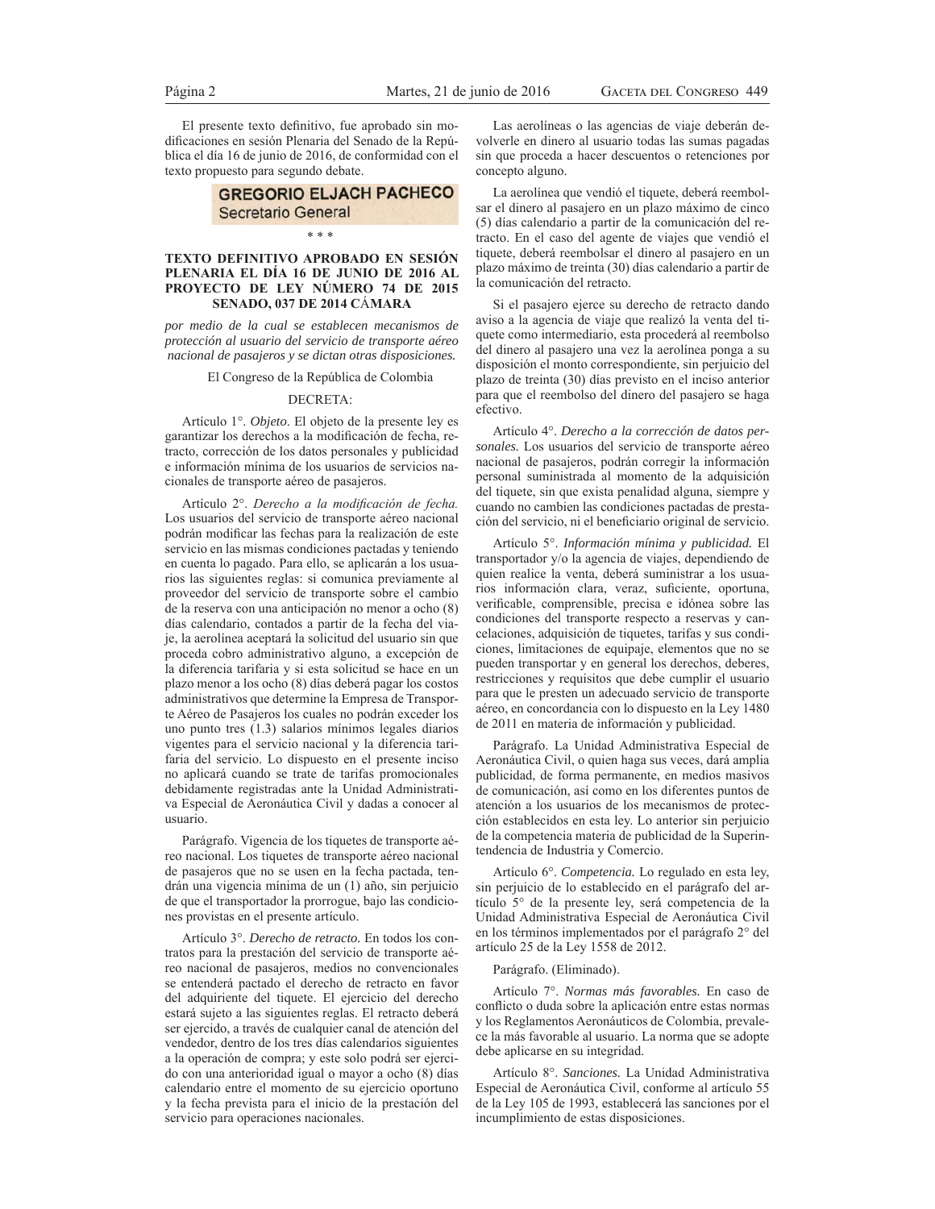El presente texto definitivo, fue aprobado sin modificaciones en sesión Plenaria del Senado de la República el día 16 de junio de 2016, de conformidad con el texto propuesto para segundo debate.

**GREGORIO ELJACH PACHECO**
Secretario General

\* \* \*

## TEXTO DEFINITIVO APROBADO EN SESIÓN PLENARIA EL DÍA 16 DE JUNIO DE 2016 AL PROYECTO DE LEY NÚMERO 74 DE 2015 SENADO, 037 DE 2014 CÁMARA

*por medio de la cual se establecen mecanismos de protección al usuario del servicio de transporte aéreo nacional de pasajeros y se dictan otras disposiciones.*

El Congreso de la República de Colombia

DECRETA:

Artículo 1°. *Objeto*. El objeto de la presente ley es garantizar los derechos a la modificación de fecha, retracto, corrección de los datos personales y publicidad e información mínima de los usuarios de servicios nacionales de transporte aéreo de pasajeros.

Artículo 2°. *Derecho a la modificación de fecha.* Los usuarios del servicio de transporte aéreo nacional podrán modificar las fechas para la realización de este servicio en las mismas condiciones pactadas y teniendo en cuenta lo pagado. Para ello, se aplicarán a los usuarios las siguientes reglas: si comunica previamente al proveedor del servicio de transporte sobre el cambio de la reserva con una anticipación no menor a ocho (8) días calendario, contados a partir de la fecha del viaje, la aerolínea aceptará la solicitud del usuario sin que proceda cobro administrativo alguno, a excepción de la diferencia tarifaria y si esta solicitud se hace en un plazo menor a los ocho (8) días deberá pagar los costos administrativos que determine la Empresa de Transporte Aéreo de Pasajeros los cuales no podrán exceder los uno punto tres (1.3) salarios mínimos legales diarios vigentes para el servicio nacional y la diferencia tarifaria del servicio. Lo dispuesto en el presente inciso no aplicará cuando se trate de tarifas promocionales debidamente registradas ante la Unidad Administrativa Especial de Aeronáutica Civil y dadas a conocer al usuario.

Parágrafo. Vigencia de los tiquetes de transporte aéreo nacional. Los tiquetes de transporte aéreo nacional de pasajeros que no se usen en la fecha pactada, tendrán una vigencia mínima de un (1) año, sin perjuicio de que el transportador la prorrogue, bajo las condiciones provistas en el presente artículo.

Artículo 3°. *Derecho de retracto.* En todos los contratos para la prestación del servicio de transporte aéreo nacional de pasajeros, medios no convencionales se entenderá pactado el derecho de retracto en favor del adquiriente del tiquete. El ejercicio del derecho estará sujeto a las siguientes reglas. El retracto deberá ser ejercido, a través de cualquier canal de atención del vendedor, dentro de los tres días calendarios siguientes a la operación de compra; y este solo podrá ser ejercido con una anterioridad igual o mayor a ocho (8) días calendario entre el momento de su ejercicio oportuno y la fecha prevista para el inicio de la prestación del servicio para operaciones nacionales.

Las aerolíneas o las agencias de viaje deberán devolverle en dinero al usuario todas las sumas pagadas sin que proceda a hacer descuentos o retenciones por concepto alguno.

La aerolínea que vendió el tiquete, deberá reembolsar el dinero al pasajero en un plazo máximo de cinco (5) días calendario a partir de la comunicación del retracto. En el caso del agente de viajes que vendió el tiquete, deberá reembolsar el dinero al pasajero en un plazo máximo de treinta (30) días calendario a partir de la comunicación del retracto.

Si el pasajero ejerce su derecho de retracto dando aviso a la agencia de viaje que realizó la venta del tiquete como intermediario, esta procederá al reembolso del dinero al pasajero una vez la aerolínea ponga a su disposición el monto correspondiente, sin perjuicio del plazo de treinta (30) días previsto en el inciso anterior para que el reembolso del dinero del pasajero se haga efectivo.

Artículo 4°. *Derecho a la corrección de datos personales.* Los usuarios del servicio de transporte aéreo nacional de pasajeros, podrán corregir la información personal suministrada al momento de la adquisición del tiquete, sin que exista penalidad alguna, siempre y cuando no cambien las condiciones pactadas de prestación del servicio, ni el beneficiario original de servicio.

Artículo 5°. *Información mínima y publicidad.* El transportador y/o la agencia de viajes, dependiendo de quien realice la venta, deberá suministrar a los usuarios información clara, veraz, suficiente, oportuna, verificable, comprensible, precisa e idónea sobre las condiciones del transporte respecto a reservas y cancelaciones, adquisición de tiquetes, tarifas y sus condiciones, limitaciones de equipaje, elementos que no se pueden transportar y en general los derechos, deberes, restricciones y requisitos que debe cumplir el usuario para que le presten un adecuado servicio de transporte aéreo, en concordancia con lo dispuesto en la Ley 1480 de 2011 en materia de información y publicidad.

Parágrafo. La Unidad Administrativa Especial de Aeronáutica Civil, o quien haga sus veces, dará amplia publicidad, de forma permanente, en medios masivos de comunicación, así como en los diferentes puntos de atención a los usuarios de los mecanismos de protección establecidos en esta ley. Lo anterior sin perjuicio de la competencia materia de publicidad de la Superintendencia de Industria y Comercio.

Artículo 6°. *Competencia.* Lo regulado en esta ley, sin perjuicio de lo establecido en el parágrafo del artículo 5° de la presente ley, será competencia de la Unidad Administrativa Especial de Aeronáutica Civil en los términos implementados por el parágrafo 2° del artículo 25 de la Ley 1558 de 2012.

Parágrafo. (Eliminado).

Artículo 7°. *Normas más favorables.* En caso de conflicto o duda sobre la aplicación entre estas normas y los Reglamentos Aeronáuticos de Colombia, prevalece la más favorable al usuario. La norma que se adopte debe aplicarse en su integridad.

Artículo 8°. *Sanciones.* La Unidad Administrativa Especial de Aeronáutica Civil, conforme al artículo 55 de la Ley 105 de 1993, establecerá las sanciones por el incumplimiento de estas disposiciones.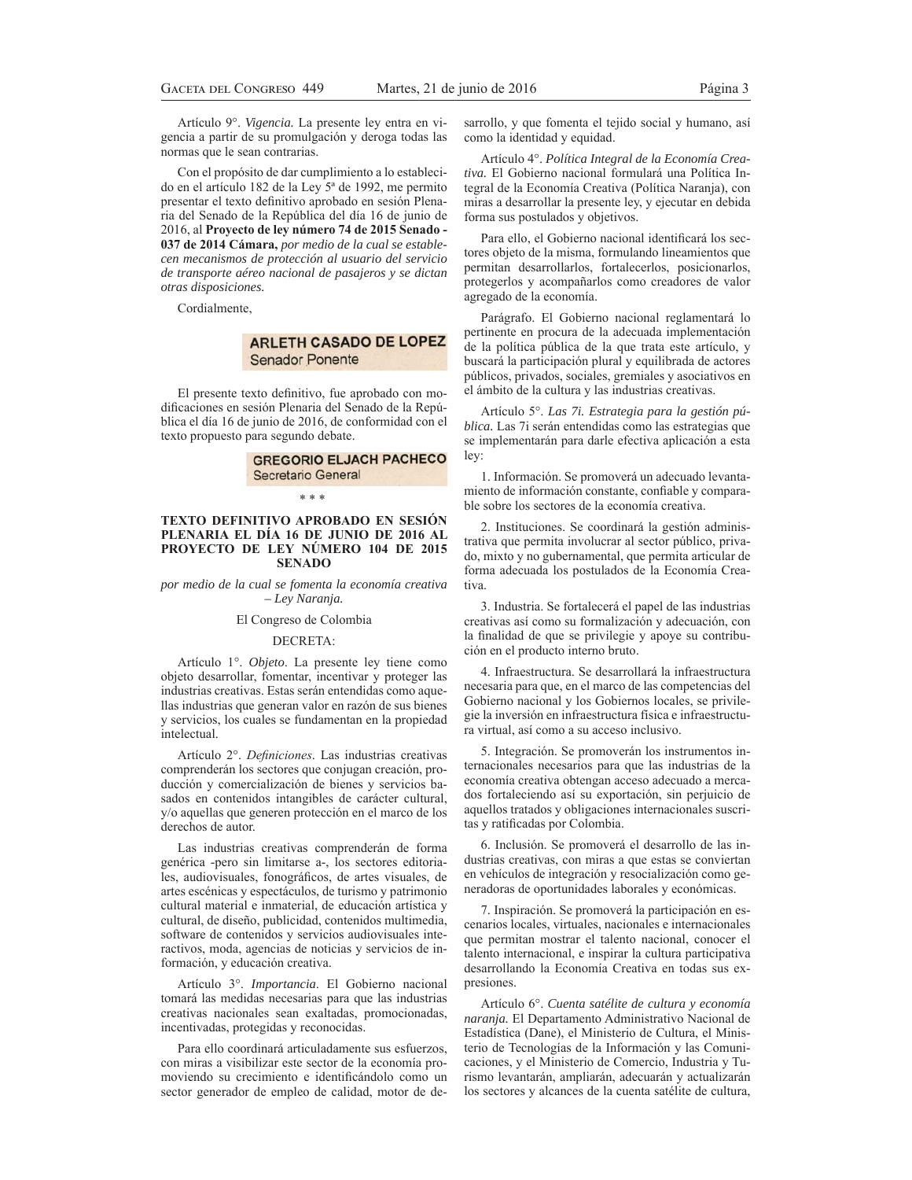Artículo 9°. *Vigencia.* La presente ley entra en vigencia a partir de su promulgación y deroga todas las normas que le sean contrarias.

Con el propósito de dar cumplimiento a lo establecido en el artículo 182 de la Ley 5ª de 1992, me permito presentar el texto definitivo aprobado en sesión Plenaria del Senado de la República del día 16 de junio de 2016, al **Proyecto de ley número 74 de 2015 Senado - 037 de 2014 Cámara,** *por medio de la cual se establecen mecanismos de protección al usuario del servicio de transporte aéreo nacional de pasajeros y se dictan otras disposiciones.*

Cordialmente,

**ARLETH CASADO DE LOPEZ**
Senador Ponente

El presente texto definitivo, fue aprobado con modificaciones en sesión Plenaria del Senado de la República el día 16 de junio de 2016, de conformidad con el texto propuesto para segundo debate.

**GREGORIO ELJACH PACHECO**
Secretario General

\* \* \*

## TEXTO DEFINITIVO APROBADO EN SESIÓN PLENARIA EL DÍA 16 DE JUNIO DE 2016 AL PROYECTO DE LEY NÚMERO 104 DE 2015 SENADO

*por medio de la cual se fomenta la economía creativa – Ley Naranja.*

El Congreso de Colombia

DECRETA:

Artículo 1°. *Objeto*. La presente ley tiene como objeto desarrollar, fomentar, incentivar y proteger las industrias creativas. Estas serán entendidas como aquellas industrias que generan valor en razón de sus bienes y servicios, los cuales se fundamentan en la propiedad intelectual.

Artículo 2°. *Definiciones*. Las industrias creativas comprenderán los sectores que conjugan creación, producción y comercialización de bienes y servicios basados en contenidos intangibles de carácter cultural, y/o aquellas que generen protección en el marco de los derechos de autor.

Las industrias creativas comprenderán de forma genérica -pero sin limitarse a-, los sectores editoriales, audiovisuales, fonográficos, de artes visuales, de artes escénicas y espectáculos, de turismo y patrimonio cultural material e inmaterial, de educación artística y cultural, de diseño, publicidad, contenidos multimedia, software de contenidos y servicios audiovisuales interactivos, moda, agencias de noticias y servicios de información, y educación creativa.

Artículo 3°. *Importancia*. El Gobierno nacional tomará las medidas necesarias para que las industrias creativas nacionales sean exaltadas, promocionadas, incentivadas, protegidas y reconocidas.

Para ello coordinará articuladamente sus esfuerzos, con miras a visibilizar este sector de la economía promoviendo su crecimiento e identificándolo como un sector generador de empleo de calidad, motor de desarrollo, y que fomenta el tejido social y humano, así como la identidad y equidad.

Artículo 4°. *Política Integral de la Economía Creativa.* El Gobierno nacional formulará una Política Integral de la Economía Creativa (Política Naranja), con miras a desarrollar la presente ley, y ejecutar en debida forma sus postulados y objetivos.

Para ello, el Gobierno nacional identificará los sectores objeto de la misma, formulando lineamientos que permitan desarrollarlos, fortalecerlos, posicionarlos, protegerlos y acompañarlos como creadores de valor agregado de la economía.

Parágrafo. El Gobierno nacional reglamentará lo pertinente en procura de la adecuada implementación de la política pública de la que trata este artículo, y buscará la participación plural y equilibrada de actores públicos, privados, sociales, gremiales y asociativos en el ámbito de la cultura y las industrias creativas.

Artículo 5°. *Las 7i. Estrategia para la gestión pública*. Las 7i serán entendidas como las estrategias que se implementarán para darle efectiva aplicación a esta ley:

1. Información. Se promoverá un adecuado levantamiento de información constante, confiable y comparable sobre los sectores de la economía creativa.

2. Instituciones. Se coordinará la gestión administrativa que permita involucrar al sector público, privado, mixto y no gubernamental, que permita articular de forma adecuada los postulados de la Economía Creativa.

3. Industria. Se fortalecerá el papel de las industrias creativas así como su formalización y adecuación, con la finalidad de que se privilegie y apoye su contribución en el producto interno bruto.

4. Infraestructura. Se desarrollará la infraestructura necesaria para que, en el marco de las competencias del Gobierno nacional y los Gobiernos locales, se privilegie la inversión en infraestructura física e infraestructura virtual, así como a su acceso inclusivo.

5. Integración. Se promoverán los instrumentos internacionales necesarios para que las industrias de la economía creativa obtengan acceso adecuado a mercados fortaleciendo así su exportación, sin perjuicio de aquellos tratados y obligaciones internacionales suscritas y ratificadas por Colombia.

6. Inclusión. Se promoverá el desarrollo de las industrias creativas, con miras a que estas se conviertan en vehículos de integración y resocialización como generadoras de oportunidades laborales y económicas.

7. Inspiración. Se promoverá la participación en escenarios locales, virtuales, nacionales e internacionales que permitan mostrar el talento nacional, conocer el talento internacional, e inspirar la cultura participativa desarrollando la Economía Creativa en todas sus expresiones.

Artículo 6°. *Cuenta satélite de cultura y economía naranja.* El Departamento Administrativo Nacional de Estadística (Dane), el Ministerio de Cultura, el Ministerio de Tecnologías de la Información y las Comunicaciones, y el Ministerio de Comercio, Industria y Turismo levantarán, ampliarán, adecuarán y actualizarán los sectores y alcances de la cuenta satélite de cultura,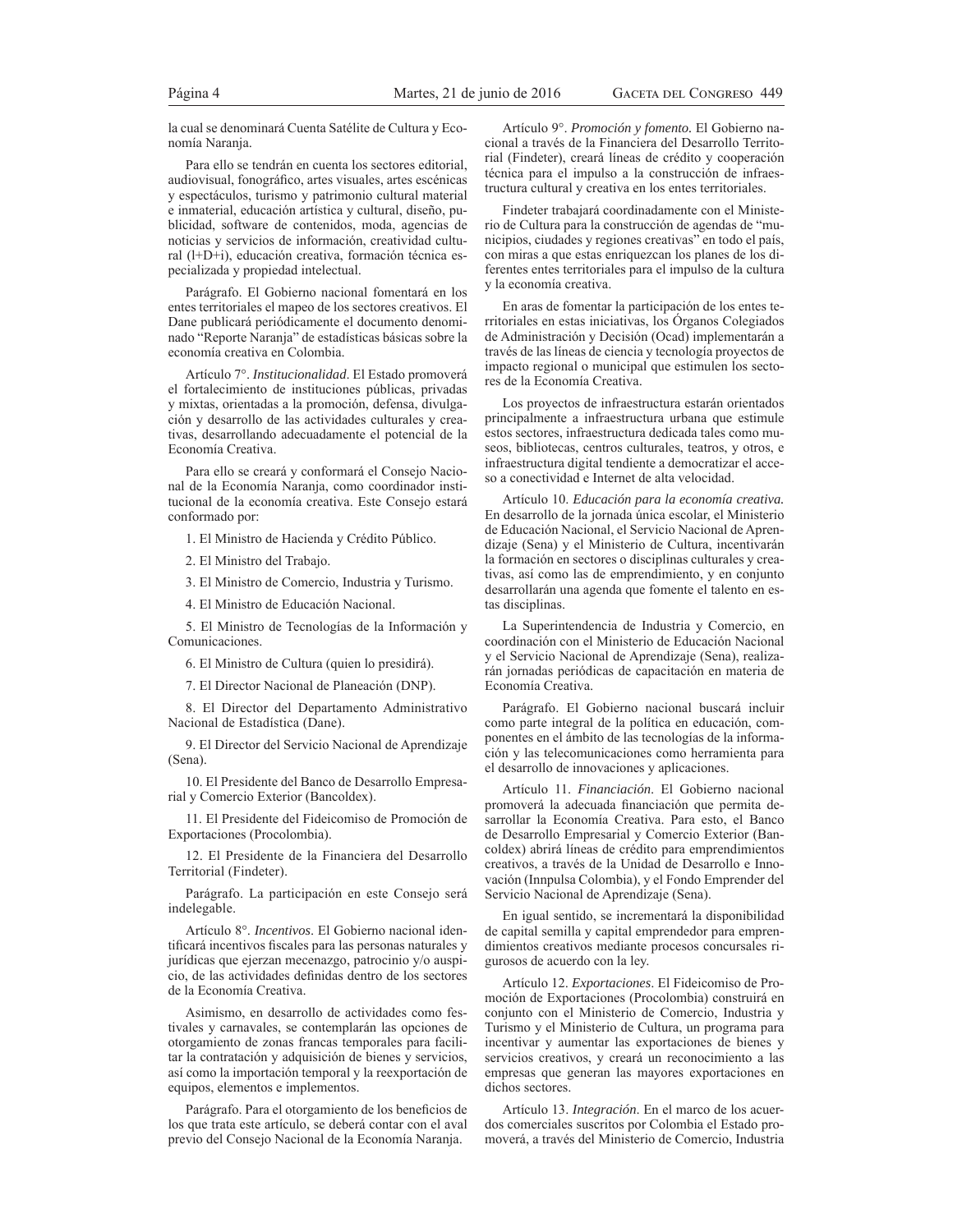la cual se denominará Cuenta Satélite de Cultura y Economía Naranja.

Para ello se tendrán en cuenta los sectores editorial, audiovisual, fonográfico, artes visuales, artes escénicas y espectáculos, turismo y patrimonio cultural material e inmaterial, educación artística y cultural, diseño, publicidad, software de contenidos, moda, agencias de noticias y servicios de información, creatividad cultural (I+D+i), educación creativa, formación técnica especializada y propiedad intelectual.

Parágrafo. El Gobierno nacional fomentará en los entes territoriales el mapeo de los sectores creativos. El Dane publicará periódicamente el documento denominado "Reporte Naranja" de estadísticas básicas sobre la economía creativa en Colombia.

Artículo 7°. *Institucionalidad*. El Estado promoverá el fortalecimiento de instituciones públicas, privadas y mixtas, orientadas a la promoción, defensa, divulgación y desarrollo de las actividades culturales y creativas, desarrollando adecuadamente el potencial de la Economía Creativa.

Para ello se creará y conformará el Consejo Nacional de la Economía Naranja, como coordinador institucional de la economía creativa. Este Consejo estará conformado por:

1. El Ministro de Hacienda y Crédito Público.
2. El Ministro del Trabajo.
3. El Ministro de Comercio, Industria y Turismo.
4. El Ministro de Educación Nacional.
5. El Ministro de Tecnologías de la Información y Comunicaciones.
6. El Ministro de Cultura (quien lo presidirá).
7. El Director Nacional de Planeación (DNP).
8. El Director del Departamento Administrativo Nacional de Estadística (Dane).
9. El Director del Servicio Nacional de Aprendizaje (Sena).
10. El Presidente del Banco de Desarrollo Empresarial y Comercio Exterior (Bancoldex).
11. El Presidente del Fideicomiso de Promoción de Exportaciones (Procolombia).
12. El Presidente de la Financiera del Desarrollo Territorial (Findeter).

Parágrafo. La participación en este Consejo será indelegable.

Artículo 8°. *Incentivos*. El Gobierno nacional identificará incentivos fiscales para las personas naturales y jurídicas que ejerzan mecenazgo, patrocinio y/o auspicio, de las actividades definidas dentro de los sectores de la Economía Creativa.

Asimismo, en desarrollo de actividades como festivales y carnavales, se contemplarán las opciones de otorgamiento de zonas francas temporales para facilitar la contratación y adquisición de bienes y servicios, así como la importación temporal y la reexportación de equipos, elementos e implementos.

Parágrafo. Para el otorgamiento de los beneficios de los que trata este artículo, se deberá contar con el aval previo del Consejo Nacional de la Economía Naranja.

Artículo 9°. *Promoción y fomento*. El Gobierno nacional a través de la Financiera del Desarrollo Territorial (Findeter), creará líneas de crédito y cooperación técnica para el impulso a la construcción de infraestructura cultural y creativa en los entes territoriales.

Findeter trabajará coordinadamente con el Ministerio de Cultura para la construcción de agendas de "municipios, ciudades y regiones creativas" en todo el país, con miras a que estas enriquezcan los planes de los diferentes entes territoriales para el impulso de la cultura y la economía creativa.

En aras de fomentar la participación de los entes territoriales en estas iniciativas, los Órganos Colegiados de Administración y Decisión (Ocad) implementarán a través de las líneas de ciencia y tecnología proyectos de impacto regional o municipal que estimulen los sectores de la Economía Creativa.

Los proyectos de infraestructura estarán orientados principalmente a infraestructura urbana que estimule estos sectores, infraestructura dedicada tales como museos, bibliotecas, centros culturales, teatros, y otros, e infraestructura digital tendiente a democratizar el acceso a conectividad e Internet de alta velocidad.

Artículo 10. *Educación para la economía creativa.* En desarrollo de la jornada única escolar, el Ministerio de Educación Nacional, el Servicio Nacional de Aprendizaje (Sena) y el Ministerio de Cultura, incentivarán la formación en sectores o disciplinas culturales y creativas, así como las de emprendimiento, y en conjunto desarrollarán una agenda que fomente el talento en estas disciplinas.

La Superintendencia de Industria y Comercio, en coordinación con el Ministerio de Educación Nacional y el Servicio Nacional de Aprendizaje (Sena), realizarán jornadas periódicas de capacitación en materia de Economía Creativa.

Parágrafo. El Gobierno nacional buscará incluir como parte integral de la política en educación, componentes en el ámbito de las tecnologías de la información y las telecomunicaciones como herramienta para el desarrollo de innovaciones y aplicaciones.

Artículo 11. *Financiación*. El Gobierno nacional promoverá la adecuada financiación que permita desarrollar la Economía Creativa. Para esto, el Banco de Desarrollo Empresarial y Comercio Exterior (Bancoldex) abrirá líneas de crédito para emprendimientos creativos, a través de la Unidad de Desarrollo e Innovación (Innpulsa Colombia), y el Fondo Emprender del Servicio Nacional de Aprendizaje (Sena).

En igual sentido, se incrementará la disponibilidad de capital semilla y capital emprendedor para emprendimientos creativos mediante procesos concursales rigurosos de acuerdo con la ley.

Artículo 12. *Exportaciones*. El Fideicomiso de Promoción de Exportaciones (Procolombia) construirá en conjunto con el Ministerio de Comercio, Industria y Turismo y el Ministerio de Cultura, un programa para incentivar y aumentar las exportaciones de bienes y servicios creativos, y creará un reconocimiento a las empresas que generan las mayores exportaciones en dichos sectores.

Artículo 13. *Integración*. En el marco de los acuerdos comerciales suscritos por Colombia el Estado promoverá, a través del Ministerio de Comercio, Industria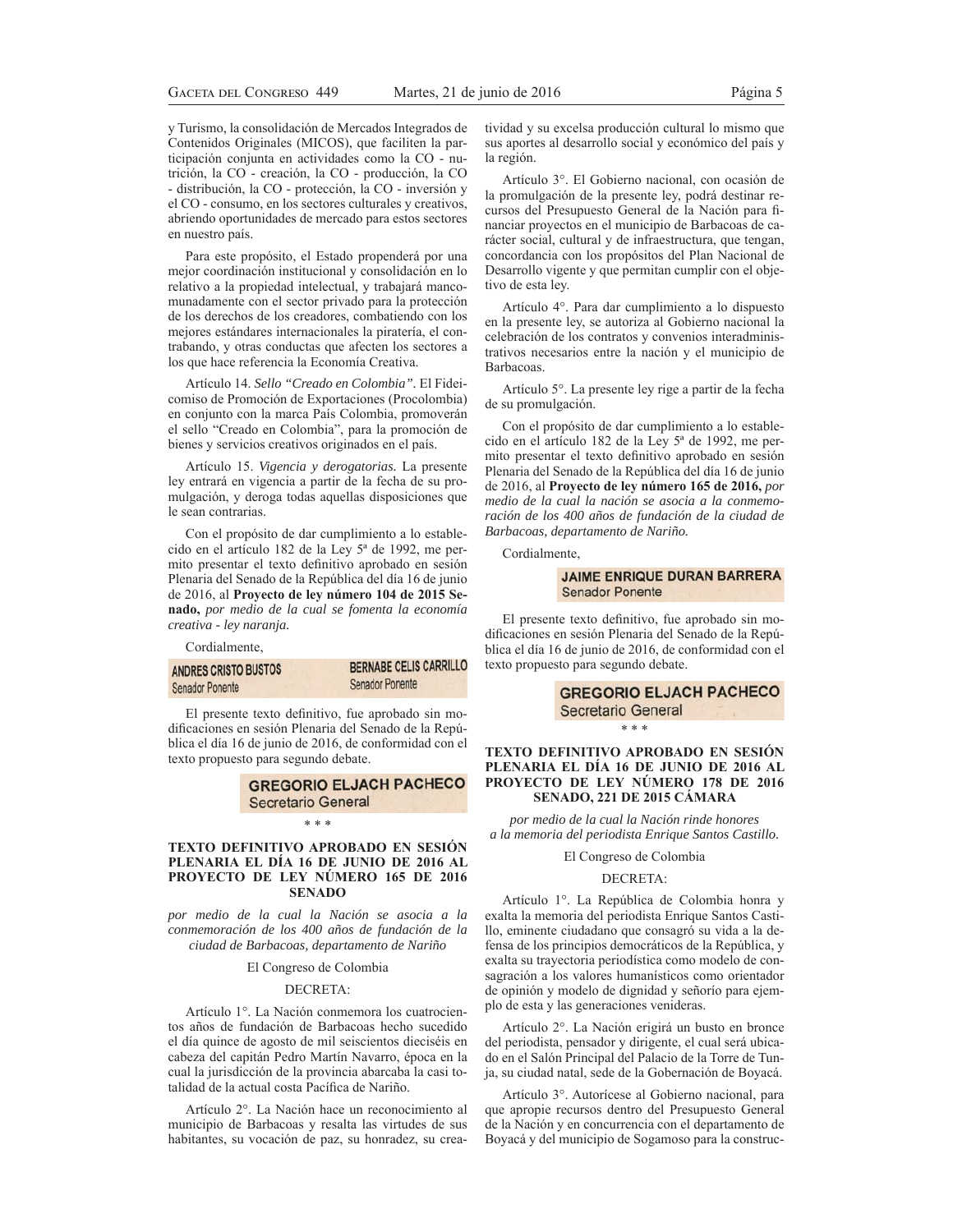y Turismo, la consolidación de Mercados Integrados de Contenidos Originales (MICOS), que faciliten la participación conjunta en actividades como la CO - nutrición, la CO - creación, la CO - producción, la CO - distribución, la CO - protección, la CO - inversión y el CO - consumo, en los sectores culturales y creativos, abriendo oportunidades de mercado para estos sectores en nuestro país.

Para este propósito, el Estado propenderá por una mejor coordinación institucional y consolidación en lo relativo a la propiedad intelectual, y trabajará mancomunadamente con el sector privado para la protección de los derechos de los creadores, combatiendo con los mejores estándares internacionales la piratería, el contrabando, y otras conductas que afecten los sectores a los que hace referencia la Economía Creativa.

Artículo 14. *Sello "Creado en Colombia".* El Fideicomiso de Promoción de Exportaciones (Procolombia) en conjunto con la marca País Colombia, promoverán el sello "Creado en Colombia", para la promoción de bienes y servicios creativos originados en el país.

Artículo 15. *Vigencia y derogatorias.* La presente ley entrará en vigencia a partir de la fecha de su promulgación, y deroga todas aquellas disposiciones que le sean contrarias.

Con el propósito de dar cumplimiento a lo establecido en el artículo 182 de la Ley 5ª de 1992, me permito presentar el texto definitivo aprobado en sesión Plenaria del Senado de la República del día 16 de junio de 2016, al **Proyecto de ley número 104 de 2015 Senado,** *por medio de la cual se fomenta la economía creativa - ley naranja.*

Cordialmente,

ANDRES CRISTO BUSTOS
Senador Ponente

BERNABE CELIS CARRILLO
Senador Ponente

El presente texto definitivo, fue aprobado sin modificaciones en sesión Plenaria del Senado de la República el día 16 de junio de 2016, de conformidad con el texto propuesto para segundo debate.

GREGORIO ELJACH PACHECO
Secretario General

\* \* \*

### TEXTO DEFINITIVO APROBADO EN SESIÓN PLENARIA EL DÍA 16 DE JUNIO DE 2016 AL PROYECTO DE LEY NÚMERO 165 DE 2016 SENADO

*por medio de la cual la Nación se asocia a la conmemoración de los 400 años de fundación de la ciudad de Barbacoas, departamento de Nariño*

El Congreso de Colombia

DECRETA:

Artículo 1°. La Nación conmemora los cuatrocientos años de fundación de Barbacoas hecho sucedido el día quince de agosto de mil seiscientos dieciséis en cabeza del capitán Pedro Martín Navarro, época en la cual la jurisdicción de la provincia abarcaba la casi totalidad de la actual costa Pacífica de Nariño.

Artículo 2°. La Nación hace un reconocimiento al municipio de Barbacoas y resalta las virtudes de sus habitantes, su vocación de paz, su honradez, su creatividad y su excelsa producción cultural lo mismo que sus aportes al desarrollo social y económico del país y la región.

Artículo 3°. El Gobierno nacional, con ocasión de la promulgación de la presente ley, podrá destinar recursos del Presupuesto General de la Nación para financiar proyectos en el municipio de Barbacoas de carácter social, cultural y de infraestructura, que tengan, concordancia con los propósitos del Plan Nacional de Desarrollo vigente y que permitan cumplir con el objetivo de esta ley.

Artículo 4°. Para dar cumplimiento a lo dispuesto en la presente ley, se autoriza al Gobierno nacional la celebración de los contratos y convenios interadministrativos necesarios entre la nación y el municipio de Barbacoas.

Artículo 5°. La presente ley rige a partir de la fecha de su promulgación.

Con el propósito de dar cumplimiento a lo establecido en el artículo 182 de la Ley 5ª de 1992, me permito presentar el texto definitivo aprobado en sesión Plenaria del Senado de la República del día 16 de junio de 2016, al **Proyecto de ley número 165 de 2016,** *por medio de la cual la nación se asocia a la conmemoración de los 400 años de fundación de la ciudad de Barbacoas, departamento de Nariño.*

Cordialmente,

JAIME ENRIQUE DURAN BARRERA
Senador Ponente

El presente texto definitivo, fue aprobado sin modificaciones en sesión Plenaria del Senado de la República el día 16 de junio de 2016, de conformidad con el texto propuesto para segundo debate.

GREGORIO ELJACH PACHECO
Secretario General

\* \* \*

### TEXTO DEFINITIVO APROBADO EN SESIÓN PLENARIA EL DÍA 16 DE JUNIO DE 2016 AL PROYECTO DE LEY NÚMERO 178 DE 2016 SENADO, 221 DE 2015 CÁMARA

*por medio de la cual la Nación rinde honores a la memoria del periodista Enrique Santos Castillo.*

El Congreso de Colombia

DECRETA:

Artículo 1°. La República de Colombia honra y exalta la memoria del periodista Enrique Santos Castillo, eminente ciudadano que consagró su vida a la defensa de los principios democráticos de la República, y exalta su trayectoria periodística como modelo de consagración a los valores humanísticos como orientador de opinión y modelo de dignidad y señorío para ejemplo de esta y las generaciones venideras.

Artículo 2°. La Nación erigirá un busto en bronce del periodista, pensador y dirigente, el cual será ubicado en el Salón Principal del Palacio de la Torre de Tunja, su ciudad natal, sede de la Gobernación de Boyacá.

Artículo 3°. Autorícese al Gobierno nacional, para que apropie recursos dentro del Presupuesto General de la Nación y en concurrencia con el departamento de Boyacá y del municipio de Sogamoso para la construc-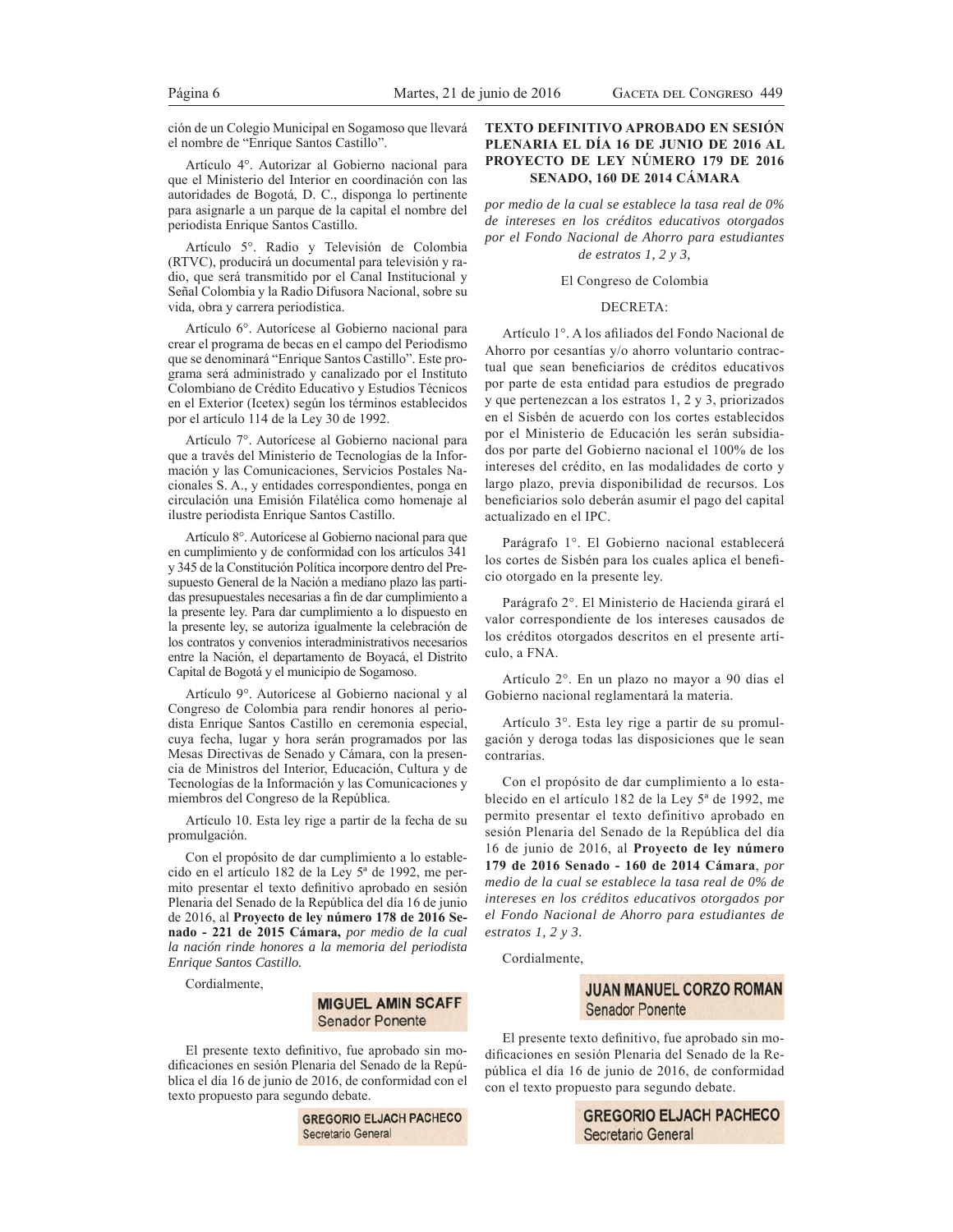ción de un Colegio Municipal en Sogamoso que llevará el nombre de "Enrique Santos Castillo".

Artículo 4°. Autorizar al Gobierno nacional para que el Ministerio del Interior en coordinación con las autoridades de Bogotá, D. C., disponga lo pertinente para asignarle a un parque de la capital el nombre del periodista Enrique Santos Castillo.

Artículo 5°. Radio y Televisión de Colombia (RTVC), producirá un documental para televisión y radio, que será transmitido por el Canal Institucional y Señal Colombia y la Radio Difusora Nacional, sobre su vida, obra y carrera periodística.

Artículo 6°. Autorícese al Gobierno nacional para crear el programa de becas en el campo del Periodismo que se denominará "Enrique Santos Castillo". Este programa será administrado y canalizado por el Instituto Colombiano de Crédito Educativo y Estudios Técnicos en el Exterior (Icetex) según los términos establecidos por el artículo 114 de la Ley 30 de 1992.

Artículo 7°. Autorícese al Gobierno nacional para que a través del Ministerio de Tecnologías de la Información y las Comunicaciones, Servicios Postales Nacionales S. A., y entidades correspondientes, ponga en circulación una Emisión Filatélica como homenaje al ilustre periodista Enrique Santos Castillo.

Artículo 8°. Autorícese al Gobierno nacional para que en cumplimiento y de conformidad con los artículos 341 y 345 de la Constitución Política incorpore dentro del Presupuesto General de la Nación a mediano plazo las partidas presupuestales necesarias a fin de dar cumplimiento a la presente ley. Para dar cumplimiento a lo dispuesto en la presente ley, se autoriza igualmente la celebración de los contratos y convenios interadministrativos necesarios entre la Nación, el departamento de Boyacá, el Distrito Capital de Bogotá y el municipio de Sogamoso.

Artículo 9°. Autorícese al Gobierno nacional y al Congreso de Colombia para rendir honores al periodista Enrique Santos Castillo en ceremonia especial, cuya fecha, lugar y hora serán programados por las Mesas Directivas de Senado y Cámara, con la presencia de Ministros del Interior, Educación, Cultura y de Tecnologías de la Información y las Comunicaciones y miembros del Congreso de la República.

Artículo 10. Esta ley rige a partir de la fecha de su promulgación.

Con el propósito de dar cumplimiento a lo establecido en el artículo 182 de la Ley 5ª de 1992, me permito presentar el texto definitivo aprobado en sesión Plenaria del Senado de la República del día 16 de junio de 2016, al **Proyecto de ley número 178 de 2016 Senado - 221 de 2015 Cámara,** *por medio de la cual la nación rinde honores a la memoria del periodista Enrique Santos Castillo.*

Cordialmente,

**MIGUEL AMIN SCAFF**
Senador Ponente

El presente texto definitivo, fue aprobado sin modificaciones en sesión Plenaria del Senado de la República el día 16 de junio de 2016, de conformidad con el texto propuesto para segundo debate.

**GREGORIO ELJACH PACHECO**
Secretario General

## TEXTO DEFINITIVO APROBADO EN SESIÓN PLENARIA EL DÍA 16 DE JUNIO DE 2016 AL PROYECTO DE LEY NÚMERO 179 DE 2016 SENADO, 160 DE 2014 CÁMARA

*por medio de la cual se establece la tasa real de 0% de intereses en los créditos educativos otorgados por el Fondo Nacional de Ahorro para estudiantes de estratos 1, 2 y 3,*

El Congreso de Colombia

DECRETA:

Artículo 1°. A los afiliados del Fondo Nacional de Ahorro por cesantías y/o ahorro voluntario contractual que sean beneficiarios de créditos educativos por parte de esta entidad para estudios de pregrado y que pertenezcan a los estratos 1, 2 y 3, priorizados en el Sisbén de acuerdo con los cortes establecidos por el Ministerio de Educación les serán subsidiados por parte del Gobierno nacional el 100% de los intereses del crédito, en las modalidades de corto y largo plazo, previa disponibilidad de recursos. Los beneficiarios solo deberán asumir el pago del capital actualizado en el IPC.

Parágrafo 1°. El Gobierno nacional establecerá los cortes de Sisbén para los cuales aplica el beneficio otorgado en la presente ley.

Parágrafo 2°. El Ministerio de Hacienda girará el valor correspondiente de los intereses causados de los créditos otorgados descritos en el presente artículo, a FNA.

Artículo 2°. En un plazo no mayor a 90 días el Gobierno nacional reglamentará la materia.

Artículo 3°. Esta ley rige a partir de su promulgación y deroga todas las disposiciones que le sean contrarias.

Con el propósito de dar cumplimiento a lo establecido en el artículo 182 de la Ley 5ª de 1992, me permito presentar el texto definitivo aprobado en sesión Plenaria del Senado de la República del día 16 de junio de 2016, al **Proyecto de ley número 179 de 2016 Senado - 160 de 2014 Cámara**, *por medio de la cual se establece la tasa real de 0% de intereses en los créditos educativos otorgados por el Fondo Nacional de Ahorro para estudiantes de estratos 1, 2 y 3.*

Cordialmente,

**JUAN MANUEL CORZO ROMAN**
Senador Ponente

El presente texto definitivo, fue aprobado sin modificaciones en sesión Plenaria del Senado de la República el día 16 de junio de 2016, de conformidad con el texto propuesto para segundo debate.

**GREGORIO ELJACH PACHECO**
Secretario General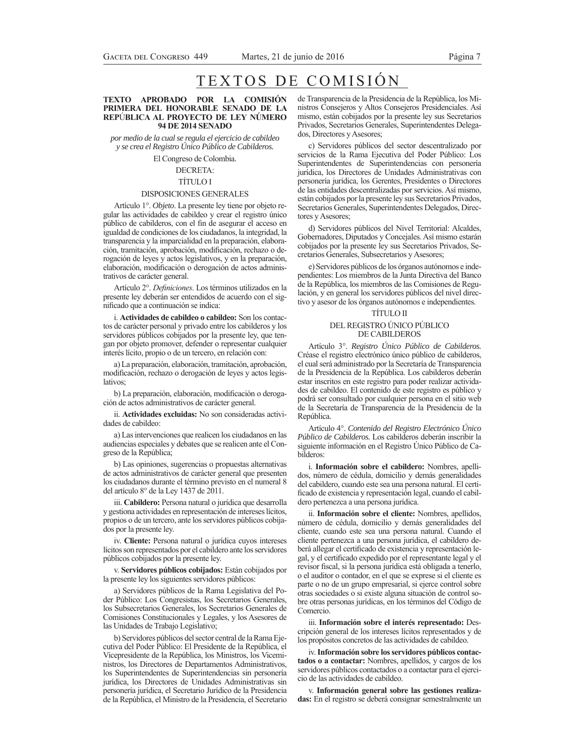# TEXTOS DE COMISIÓN

**TEXTO APROBADO POR LA COMISIÓN PRIMERA DEL HONORABLE SENADO DE LA REPÚBLICA AL PROYECTO DE LEY NÚMERO 94 DE 2014 SENADO**

*por medio de la cual se regula el ejercicio de cabildeo y se crea el Registro Único Público de Cabilderos.*

El Congreso de Colombia.

DECRETA:

TÍTULO I

DISPOSICIONES GENERALES

Artículo 1°. *Objeto*. La presente ley tiene por objeto regular las actividades de cabildeo y crear el registro único público de cabilderos, con el fin de asegurar el acceso en igualdad de condiciones de los ciudadanos, la integridad, la transparencia y la imparcialidad en la preparación, elaboración, tramitación, aprobación, modificación, rechazo o derogación de leyes y actos legislativos, y en la preparación, elaboración, modificación o derogación de actos administrativos de carácter general.

Artículo 2°. *Definiciones*. Los términos utilizados en la presente ley deberán ser entendidos de acuerdo con el significado que a continuación se indica:

i. **Actividades de cabildeo o cabildeo:** Son los contactos de carácter personal y privado entre los cabilderos y los servidores públicos cobijados por la presente ley, que tengan por objeto promover, defender o representar cualquier interés lícito, propio o de un tercero, en relación con:

a) La preparación, elaboración, tramitación, aprobación, modificación, rechazo o derogación de leyes y actos legislativos;

b) La preparación, elaboración, modificación o derogación de actos administrativos de carácter general.

ii. **Actividades excluidas:** No son consideradas actividades de cabildeo:

a) Las intervenciones que realicen los ciudadanos en las audiencias especiales y debates que se realicen ante el Congreso de la República;

b) Las opiniones, sugerencias o propuestas alternativas de actos administrativos de carácter general que presenten los ciudadanos durante el término previsto en el numeral 8 del artículo 8° de la Ley 1437 de 2011.

iii. **Cabildero:** Persona natural o jurídica que desarrolla y gestiona actividades en representación de intereses lícitos, propios o de un tercero, ante los servidores públicos cobijados por la presente ley.

iv. **Cliente:** Persona natural o jurídica cuyos intereses lícitos son representados por el cabildero ante los servidores públicos cobijados por la presente ley.

v. **Servidores públicos cobijados:** Están cobijados por la presente ley los siguientes servidores públicos:

a) Servidores públicos de la Rama Legislativa del Poder Público: Los Congresistas, los Secretarios Generales, los Subsecretarios Generales, los Secretarios Generales de Comisiones Constitucionales y Legales, y los Asesores de las Unidades de Trabajo Legislativo;

b) Servidores públicos del sector central de la Rama Ejecutiva del Poder Público: El Presidente de la República, el Vicepresidente de la República, los Ministros, los Viceministros, los Directores de Departamentos Administrativos, los Superintendentes de Superintendencias sin personería jurídica, los Directores de Unidades Administrativas sin personería jurídica, el Secretario Jurídico de la Presidencia de la República, el Ministro de la Presidencia, el Secretario de Transparencia de la Presidencia de la República, los Ministros Consejeros y Altos Consejeros Presidenciales. Así mismo, están cobijados por la presente ley sus Secretarios Privados, Secretarios Generales, Superintendentes Delegados, Directores y Asesores;

c) Servidores públicos del sector descentralizado por servicios de la Rama Ejecutiva del Poder Público: Los Superintendentes de Superintendencias con personería jurídica, los Directores de Unidades Administrativas con personería jurídica, los Gerentes, Presidentes o Directores de las entidades descentralizadas por servicios. Así mismo, están cobijados por la presente ley sus Secretarios Privados, Secretarios Generales, Superintendentes Delegados, Directores y Asesores;

d) Servidores públicos del Nivel Territorial: Alcaldes, Gobernadores, Diputados y Concejales. Así mismo estarán cobijados por la presente ley sus Secretarios Privados, Secretarios Generales, Subsecretarios y Asesores;

e) Servidores públicos de los órganos autónomos e independientes: Los miembros de la Junta Directiva del Banco de la República, los miembros de las Comisiones de Regulación, y en general los servidores públicos del nivel directivo y asesor de los órganos autónomos e independientes.

TÍTULO II

DEL REGISTRO ÚNICO PÚBLICO DE CABILDEROS

Artículo 3°. *Registro Único Público de Cabilderos.* Créase el registro electrónico único público de cabilderos, el cual será administrado por la Secretaría de Transparencia de la Presidencia de la República. Los cabilderos deberán estar inscritos en este registro para poder realizar actividades de cabildeo. El contenido de este registro es público y podrá ser consultado por cualquier persona en el sitio web de la Secretaría de Transparencia de la Presidencia de la República.

Artículo 4°. *Contenido del Registro Electrónico Único Público de Cabilderos.* Los cabilderos deberán inscribir la siguiente información en el Registro Único Público de Cabilderos:

i. **Información sobre el cabildero:** Nombres, apellidos, número de cédula, domicilio y demás generalidades del cabildero, cuando este sea una persona natural. El certificado de existencia y representación legal, cuando el cabildero pertenezca a una persona jurídica.

ii. **Información sobre el cliente:** Nombres, apellidos, número de cédula, domicilio y demás generalidades del cliente, cuando este sea una persona natural. Cuando el cliente pertenezca a una persona jurídica, el cabildero deberá allegar el certificado de existencia y representación legal, y el certificado expedido por el representante legal y el revisor fiscal, si la persona jurídica está obligada a tenerlo, o el auditor o contador, en el que se exprese si el cliente es parte o no de un grupo empresarial, si ejerce control sobre otras sociedades o si existe alguna situación de control sobre otras personas jurídicas, en los términos del Código de Comercio.

iii. **Información sobre el interés representado:** Descripción general de los intereses lícitos representados y de los propósitos concretos de las actividades de cabildeo.

iv. **Información sobre los servidores públicos contactados o a contactar:** Nombres, apellidos, y cargos de los servidores públicos contactados o a contactar para el ejercicio de las actividades de cabildeo.

v. **Información general sobre las gestiones realizadas:** En el registro se deberá consignar semestralmente un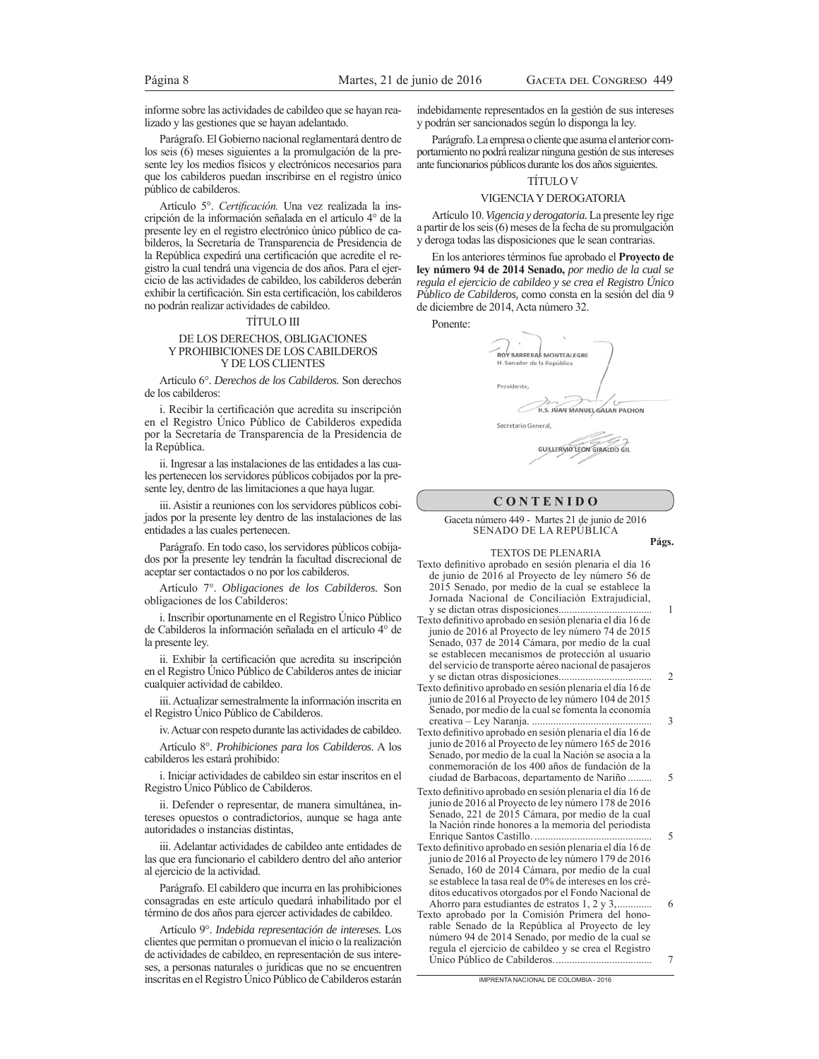informe sobre las actividades de cabildeo que se hayan realizado y las gestiones que se hayan adelantado.

Parágrafo. El Gobierno nacional reglamentará dentro de los seis (6) meses siguientes a la promulgación de la presente ley los medios físicos y electrónicos necesarios para que los cabilderos puedan inscribirse en el registro único público de cabilderos.

Artículo 5°. *Certificación.* Una vez realizada la inscripción de la información señalada en el artículo 4° de la presente ley en el registro electrónico único público de cabilderos, la Secretaría de Transparencia de Presidencia de la República expedirá una certificación que acredite el registro la cual tendrá una vigencia de dos años. Para el ejercicio de las actividades de cabildeo, los cabilderos deberán exhibir la certificación. Sin esta certificación, los cabilderos no podrán realizar actividades de cabildeo.

## TÍTULO III

## DE LOS DERECHOS, OBLIGACIONES Y PROHIBICIONES DE LOS CABILDEROS Y DE LOS CLIENTES

Artículo 6°. *Derechos de los Cabilderos.* Son derechos de los cabilderos:

i. Recibir la certificación que acredita su inscripción en el Registro Único Público de Cabilderos expedida por la Secretaría de Transparencia de la Presidencia de la República.

ii. Ingresar a las instalaciones de las entidades a las cuales pertenecen los servidores públicos cobijados por la presente ley, dentro de las limitaciones a que haya lugar.

iii. Asistir a reuniones con los servidores públicos cobijados por la presente ley dentro de las instalaciones de las entidades a las cuales pertenecen.

Parágrafo. En todo caso, los servidores públicos cobijados por la presente ley tendrán la facultad discrecional de aceptar ser contactados o no por los cabilderos.

Artículo 7°. *Obligaciones de los Cabilderos.* Son obligaciones de los Cabilderos:

i. Inscribir oportunamente en el Registro Único Público de Cabilderos la información señalada en el artículo 4° de la presente ley.

ii. Exhibir la certificación que acredita su inscripción en el Registro Único Público de Cabilderos antes de iniciar cualquier actividad de cabildeo.

iii. Actualizar semestralmente la información inscrita en el Registro Único Público de Cabilderos.

iv. Actuar con respeto durante las actividades de cabildeo.

Artículo 8°. *Prohibiciones para los Cabilderos*. A los cabilderos les estará prohibido:

i. Iniciar actividades de cabildeo sin estar inscritos en el Registro Único Público de Cabilderos.

ii. Defender o representar, de manera simultánea, intereses opuestos o contradictorios, aunque se haga ante autoridades o instancias distintas,

iii. Adelantar actividades de cabildeo ante entidades de las que era funcionario el cabildero dentro del año anterior al ejercicio de la actividad.

Parágrafo. El cabildero que incurra en las prohibiciones consagradas en este artículo quedará inhabilitado por el término de dos años para ejercer actividades de cabildeo.

Artículo 9°. *Indebida representación de intereses.* Los clientes que permitan o promuevan el inicio o la realización de actividades de cabildeo, en representación de sus intereses, a personas naturales o jurídicas que no se encuentren inscritas en el Registro Único Público de Cabilderos estarán indebidamente representados en la gestión de sus intereses y podrán ser sancionados según lo disponga la ley.

Parágrafo. La empresa o cliente que asuma el anterior comportamiento no podrá realizar ninguna gestión de sus intereses ante funcionarios públicos durante los dos años siguientes.

## TÍTULO V

## VIGENCIA Y DEROGATORIA

Artículo 10. *Vigencia y derogatoria.* La presente ley rige a partir de los seis (6) meses de la fecha de su promulgación y deroga todas las disposiciones que le sean contrarias.

En los anteriores términos fue aprobado el **Proyecto de ley número 94 de 2014 Senado,** *por medio de la cual se regula el ejercicio de cabildeo y se crea el Registro Único Público de Cabilderos,* como consta en la sesión del día 9 de diciembre de 2014, Acta número 32.

Ponente:

ROY BARRERAS MONTEALEGRE
H. Senador de la República

Presidente,

H.S. JUAN MANUEL GALÁN PACHÓN

Secretario General,

GUILLERMO LEÓN GIRALDO GIL

## CONTENIDO

Gaceta número 449 - Martes 21 de junio de 2016
SENADO DE LA REPÚBLICA

| | Págs. |
|---|---|
| TEXTOS DE PLENARIA | |
| Texto definitivo aprobado en sesión plenaria el día 16 de junio de 2016 al Proyecto de ley número 56 de 2015 Senado, por medio de la cual se establece la Jornada Nacional de Conciliación Extrajudicial, y se dictan otras disposiciones. | 1 |
| Texto definitivo aprobado en sesión plenaria el día 16 de junio de 2016 al Proyecto de ley número 74 de 2015 Senado, 037 de 2014 Cámara, por medio de la cual se establecen mecanismos de protección al usuario del servicio de transporte aéreo nacional de pasajeros y se dictan otras disposiciones. | 2 |
| Texto definitivo aprobado en sesión plenaria el día 16 de junio de 2016 al Proyecto de ley número 104 de 2015 Senado, por medio de la cual se fomenta la economía creativa – Ley Naranja. | 3 |
| Texto definitivo aprobado en sesión plenaria el día 16 de junio de 2016 al Proyecto de ley número 165 de 2016 Senado, por medio de la cual la Nación se asocia a la conmemoración de los 400 años de fundación de la ciudad de Barbacoas, departamento de Nariño | 5 |
| Texto definitivo aprobado en sesión plenaria el día 16 de junio de 2016 al Proyecto de ley número 178 de 2016 Senado, 221 de 2015 Cámara, por medio de la cual la Nación rinde honores a la memoria del periodista Enrique Santos Castillo. | 5 |
| Texto definitivo aprobado en sesión plenaria el día 16 de junio de 2016 al Proyecto de ley número 179 de 2016 Senado, 160 de 2014 Cámara, por medio de la cual se establece la tasa real de 0% de intereses en los créditos educativos otorgados por el Fondo Nacional de Ahorro para estudiantes de estratos 1, 2 y 3, | 6 |
| Texto aprobado por la Comisión Primera del honorable Senado de la República al Proyecto de ley número 94 de 2014 Senado, por medio de la cual se regula el ejercicio de cabildeo y se crea el Registro Único Público de Cabilderos. | 7 |

IMPRENTA NACIONAL DE COLOMBIA - 2016